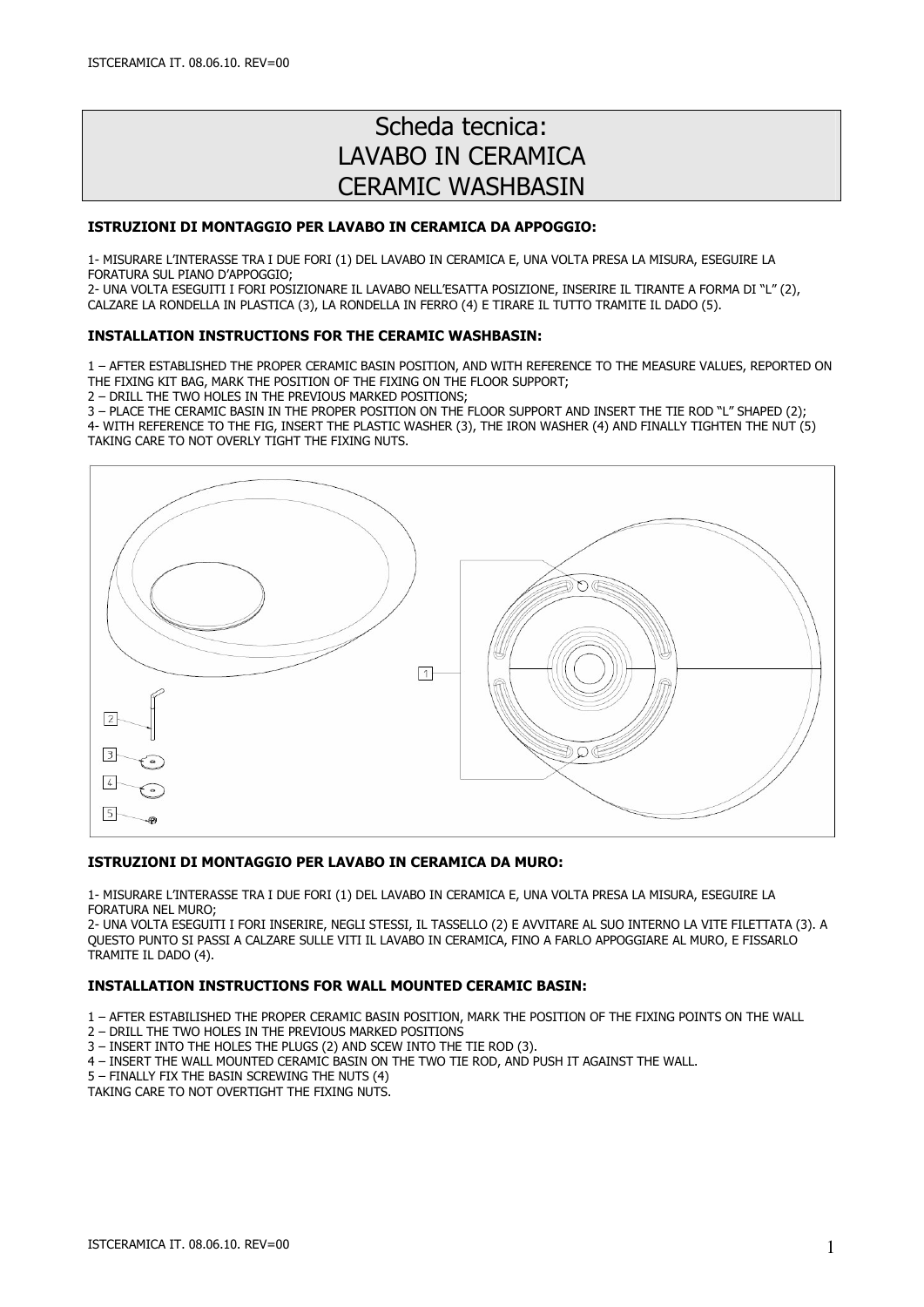# Scheda tecnica:
# LAVABO IN CERAMICA
# CERAMIC WASHBASIN

**ISTRUZIONI DI MONTAGGIO PER LAVABO IN CERAMICA DA APPOGGIO:**

1- MISURARE L'INTERASSE TRA I DUE FORI (1) DEL LAVABO IN CERAMICA E, UNA VOLTA PRESA LA MISURA, ESEGUIRE LA FORATURA SUL PIANO D'APPOGGIO;
2- UNA VOLTA ESEGUITI I FORI POSIZIONARE IL LAVABO NELL'ESATTA POSIZIONE, INSERIRE IL TIRANTE A FORMA DI "L" (2), CALZARE LA RONDELLA IN PLASTICA (3), LA RONDELLA IN FERRO (4) E TIRARE IL TUTTO TRAMITE IL DADO (5).

**INSTALLATION INSTRUCTIONS FOR THE CERAMIC WASHBASIN:**

1 – AFTER ESTABLISHED THE PROPER CERAMIC BASIN POSITION, AND WITH REFERENCE TO THE MEASURE VALUES, REPORTED ON THE FIXING KIT BAG, MARK THE POSITION OF THE FIXING ON THE FLOOR SUPPORT;
2 – DRILL THE TWO HOLES IN THE PREVIOUS MARKED POSITIONS;
3 – PLACE THE CERAMIC BASIN IN THE PROPER POSITION ON THE FLOOR SUPPORT AND INSERT THE TIE ROD "L" SHAPED (2);
4- WITH REFERENCE TO THE FIG, INSERT THE PLASTIC WASHER (3), THE IRON WASHER (4) AND FINALLY TIGHTEN THE NUT (5) TAKING CARE TO NOT OVERLY TIGHT THE FIXING NUTS.

1
2
3
4
5

**ISTRUZIONI DI MONTAGGIO PER LAVABO IN CERAMICA DA MURO:**

1- MISURARE L'INTERASSE TRA I DUE FORI (1) DEL LAVABO IN CERAMICA E, UNA VOLTA PRESA LA MISURA, ESEGUIRE LA FORATURA NEL MURO;
2- UNA VOLTA ESEGUITI I FORI INSERIRE, NEGLI STESSI, IL TASSELLO (2) E AVVITARE AL SUO INTERNO LA VITE FILETTATA (3). A QUESTO PUNTO SI PASSI A CALZARE SULLE VITI IL LAVABO IN CERAMICA, FINO A FARLO APPOGGIARE AL MURO, E FISSARLO TRAMITE IL DADO (4).

**INSTALLATION INSTRUCTIONS FOR WALL MOUNTED CERAMIC BASIN:**

1 – AFTER ESTABILISHED THE PROPER CERAMIC BASIN POSITION, MARK THE POSITION OF THE FIXING POINTS ON THE WALL
2 – DRILL THE TWO HOLES IN THE PREVIOUS MARKED POSITIONS
3 – INSERT INTO THE HOLES THE PLUGS (2) AND SCEW INTO THE TIE ROD (3).
4 – INSERT THE WALL MOUNTED CERAMIC BASIN ON THE TWO TIE ROD, AND PUSH IT AGAINST THE WALL.
5 – FINALLY FIX THE BASIN SCREWING THE NUTS (4)
TAKING CARE TO NOT OVERTIGHT THE FIXING NUTS.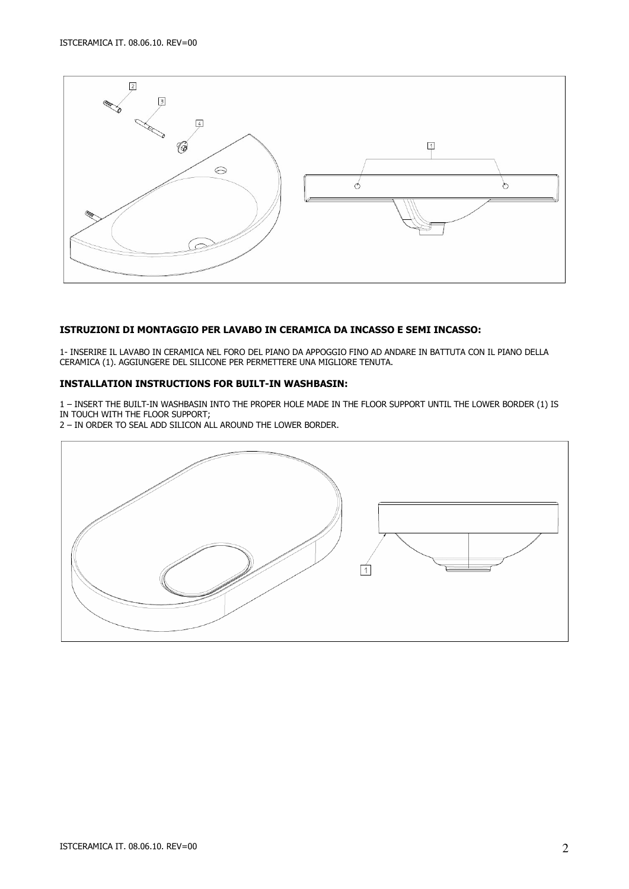## ISTRUZIONI DI MONTAGGIO PER LAVABO IN CERAMICA DA INCASSO E SEMI INCASSO:

1- INSERIRE IL LAVABO IN CERAMICA NEL FORO DEL PIANO DA APPOGGIO FINO AD ANDARE IN BATTUTA CON IL PIANO DELLA CERAMICA (1). AGGIUNGERE DEL SILICONE PER PERMETTERE UNA MIGLIORE TENUTA.

## INSTALLATION INSTRUCTIONS FOR BUILT-IN WASHBASIN:

1 – INSERT THE BUILT-IN WASHBASIN INTO THE PROPER HOLE MADE IN THE FLOOR SUPPORT UNTIL THE LOWER BORDER (1) IS IN TOUCH WITH THE FLOOR SUPPORT;

2 – IN ORDER TO SEAL ADD SILICON ALL AROUND THE LOWER BORDER.